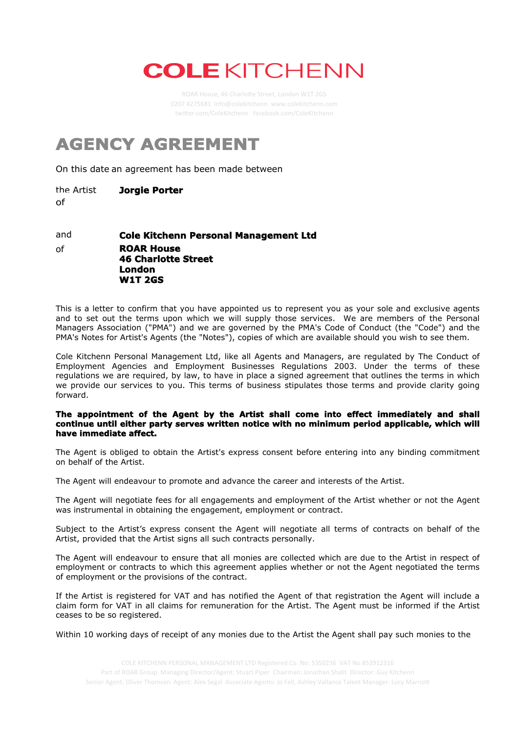# COLE KITCHENN

ROAR House, 46 Charlotte Street, London W1T 2GS
0207 4275681 info@colekitchenn www.colekitchenn.com
twitter.com/ColeKitchenn facebook.com/ColeKitchenn

# AGENCY AGREEMENT

On this date an agreement has been made between

the Artist **Jorgie Porter**
of

and **Cole Kitchenn Personal Management Ltd**
of **ROAR House**
**46 Charlotte Street**
**London**
**W1T 2GS**

This is a letter to confirm that you have appointed us to represent you as your sole and exclusive agents and to set out the terms upon which we will supply those services. We are members of the Personal Managers Association ("PMA") and we are governed by the PMA's Code of Conduct (the "Code") and the PMA's Notes for Artist's Agents (the "Notes"), copies of which are available should you wish to see them.

Cole Kitchenn Personal Management Ltd, like all Agents and Managers, are regulated by The Conduct of Employment Agencies and Employment Businesses Regulations 2003. Under the terms of these regulations we are required, by law, to have in place a signed agreement that outlines the terms in which we provide our services to you. This terms of business stipulates those terms and provide clarity going forward.

**The appointment of the Agent by the Artist shall come into effect immediately and shall continue until either party serves written notice with no minimum period applicable, which will have immediate affect.**

The Agent is obliged to obtain the Artist's express consent before entering into any binding commitment on behalf of the Artist.

The Agent will endeavour to promote and advance the career and interests of the Artist.

The Agent will negotiate fees for all engagements and employment of the Artist whether or not the Agent was instrumental in obtaining the engagement, employment or contract.

Subject to the Artist's express consent the Agent will negotiate all terms of contracts on behalf of the Artist, provided that the Artist signs all such contracts personally.

The Agent will endeavour to ensure that all monies are collected which are due to the Artist in respect of employment or contracts to which this agreement applies whether or not the Agent negotiated the terms of employment or the provisions of the contract.

If the Artist is registered for VAT and has notified the Agent of that registration the Agent will include a claim form for VAT in all claims for remuneration for the Artist. The Agent must be informed if the Artist ceases to be so registered.

Within 10 working days of receipt of any monies due to the Artist the Agent shall pay such monies to the

COLE KITCHENN PERSONAL MANAGEMENT LTD Registered Co. No: 5350236 VAT No 853912316
Part of ROAR Group Managing Director/Agent: Stuart Piper Chairman: Jonathan Shalit Director: Guy Kitchenn
Senior Agent: Oliver Thomson Agent: Alex Segal Associate Agents: Jo Fell, Ashley Vallance Talent Manager: Lucy Marriott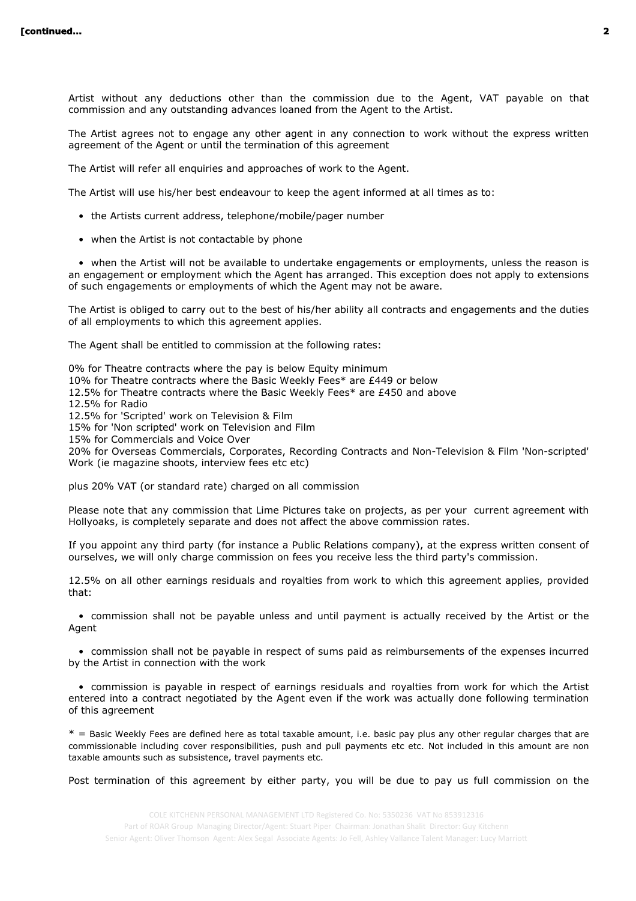Artist without any deductions other than the commission due to the Agent, VAT payable on that commission and any outstanding advances loaned from the Agent to the Artist.

The Artist agrees not to engage any other agent in any connection to work without the express written agreement of the Agent or until the termination of this agreement

The Artist will refer all enquiries and approaches of work to the Agent.

The Artist will use his/her best endeavour to keep the agent informed at all times as to:

- the Artists current address, telephone/mobile/pager number
- when the Artist is not contactable by phone
- when the Artist will not be available to undertake engagements or employments, unless the reason is an engagement or employment which the Agent has arranged. This exception does not apply to extensions of such engagements or employments of which the Agent may not be aware.

The Artist is obliged to carry out to the best of his/her ability all contracts and engagements and the duties of all employments to which this agreement applies.

The Agent shall be entitled to commission at the following rates:

0% for Theatre contracts where the pay is below Equity minimum
10% for Theatre contracts where the Basic Weekly Fees* are £449 or below
12.5% for Theatre contracts where the Basic Weekly Fees* are £450 and above
12.5% for Radio
12.5% for 'Scripted' work on Television & Film
15% for 'Non scripted' work on Television and Film
15% for Commercials and Voice Over
20% for Overseas Commercials, Corporates, Recording Contracts and Non-Television & Film 'Non-scripted' Work (ie magazine shoots, interview fees etc etc)

plus 20% VAT (or standard rate) charged on all commission

Please note that any commission that Lime Pictures take on projects, as per your current agreement with Hollyoaks, is completely separate and does not affect the above commission rates.

If you appoint any third party (for instance a Public Relations company), at the express written consent of ourselves, we will only charge commission on fees you receive less the third party's commission.

12.5% on all other earnings residuals and royalties from work to which this agreement applies, provided that:

- commission shall not be payable unless and until payment is actually received by the Artist or the Agent
- commission shall not be payable in respect of sums paid as reimbursements of the expenses incurred by the Artist in connection with the work
- commission is payable in respect of earnings residuals and royalties from work for which the Artist entered into a contract negotiated by the Agent even if the work was actually done following termination of this agreement

* = Basic Weekly Fees are defined here as total taxable amount, i.e. basic pay plus any other regular charges that are commissionable including cover responsibilities, push and pull payments etc etc. Not included in this amount are non taxable amounts such as subsistence, travel payments etc.

Post termination of this agreement by either party, you will be due to pay us full commission on the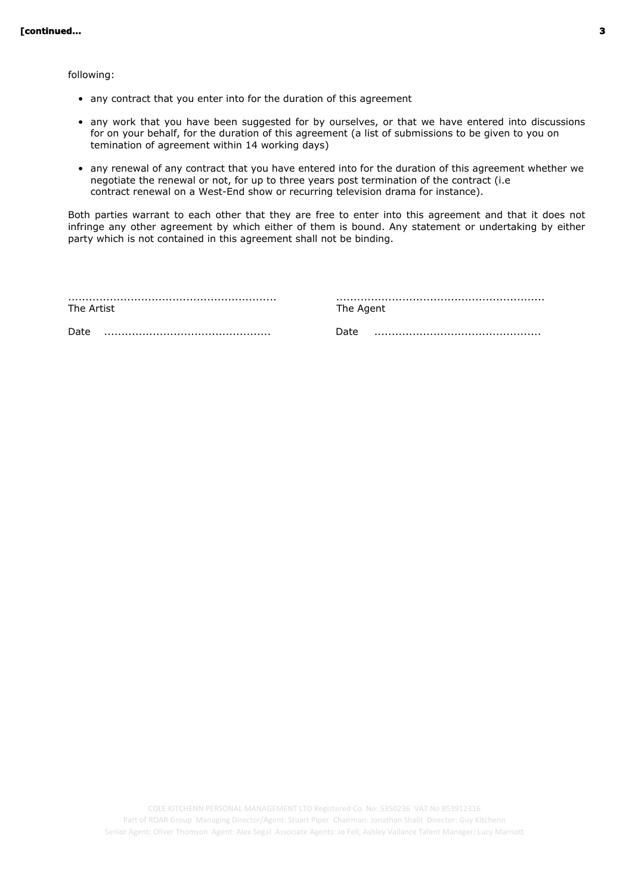following:

- any contract that you enter into for the duration of this agreement
- any work that you have been suggested for by ourselves, or that we have entered into discussions for on your behalf, for the duration of this agreement (a list of submissions to be given to you on temination of agreement within 14 working days)
- any renewal of any contract that you have entered into for the duration of this agreement whether we negotiate the renewal or not, for up to three years post termination of the contract (i.e contract renewal on a West-End show or recurring television drama for instance).

Both parties warrant to each other that they are free to enter into this agreement and that it does not infringe any other agreement by which either of them is bound. Any statement or undertaking by either party which is not contained in this agreement shall not be binding.

| | |
|---|---|
| ........................................................... | ........................................................... |
| The Artist | The Agent |
| Date ............................................... | Date ............................................... |

COLE KITCHENN PERSONAL MANAGEMENT LTD Registered Co. No: 5350236 VAT No 853912316
Part of ROAR Group Managing Director/Agent: Stuart Piper Chairman: Jonathan Shalit Director: Guy Kitchenn
Senior Agent: Oliver Thomson Agent: Alex Segal Associate Agents: Jo Fell, Ashley Vallance Talent Manager: Lucy Marriott